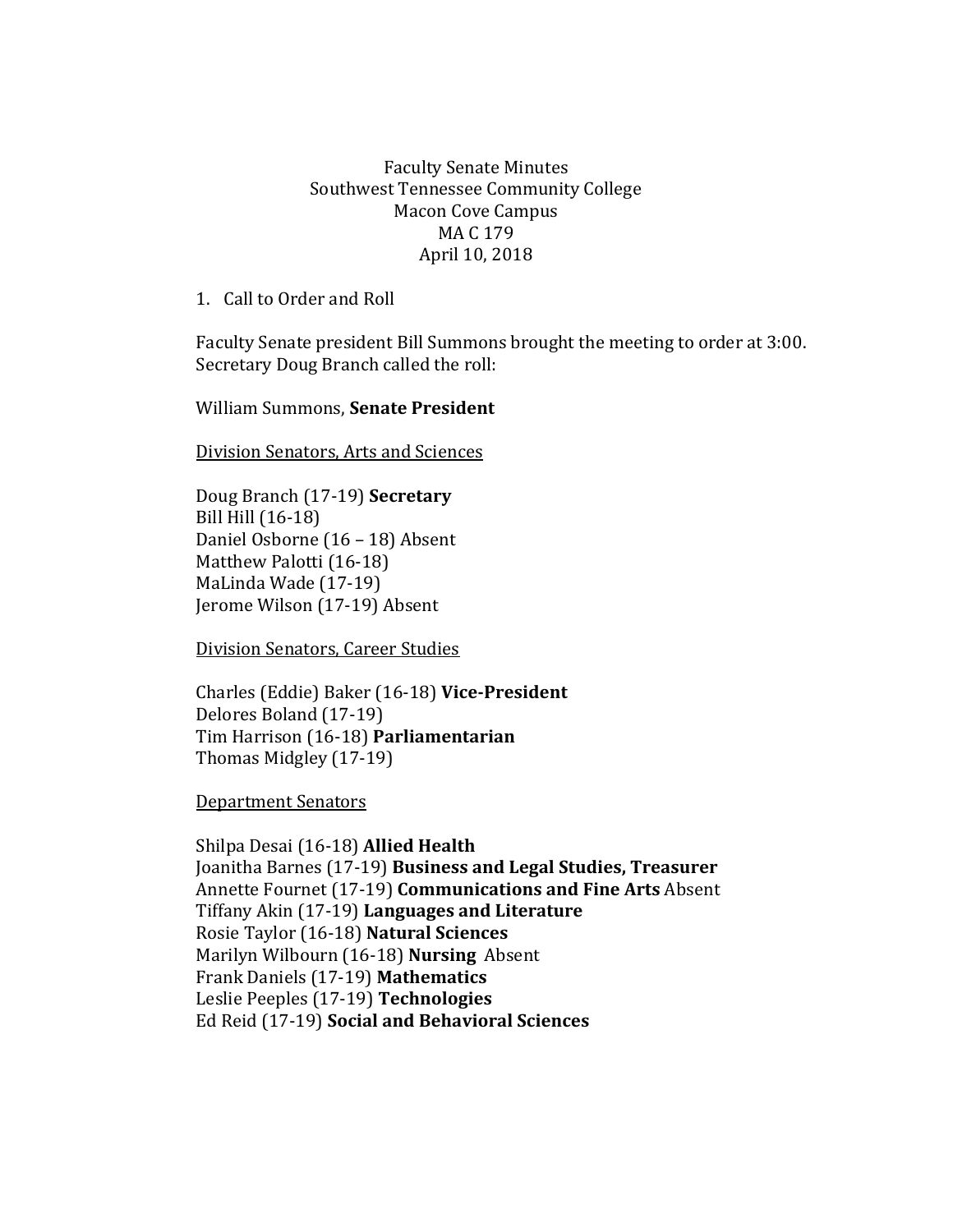Faculty Senate Minutes
Southwest Tennessee Community College
Macon Cove Campus
MA C 179
April 10, 2018

1. Call to Order and Roll

Faculty Senate president Bill Summons brought the meeting to order at 3:00. Secretary Doug Branch called the roll:

William Summons, **Senate President**

<u>Division Senators, Arts and Sciences</u>

Doug Branch (17-19) **Secretary**
Bill Hill (16-18)
Daniel Osborne (16 – 18) Absent
Matthew Palotti (16-18)
MaLinda Wade (17-19)
Jerome Wilson (17-19) Absent

<u>Division Senators, Career Studies</u>

Charles (Eddie) Baker (16-18) **Vice-President**
Delores Boland (17-19)
Tim Harrison (16-18) **Parliamentarian**
Thomas Midgley (17-19)

<u>Department Senators</u>

Shilpa Desai (16-18) **Allied Health**
Joanitha Barnes (17-19) **Business and Legal Studies, Treasurer**
Annette Fournet (17-19) **Communications and Fine Arts** Absent
Tiffany Akin (17-19) **Languages and Literature**
Rosie Taylor (16-18) **Natural Sciences**
Marilyn Wilbourn (16-18) **Nursing** Absent
Frank Daniels (17-19) **Mathematics**
Leslie Peeples (17-19) **Technologies**
Ed Reid (17-19) **Social and Behavioral Sciences**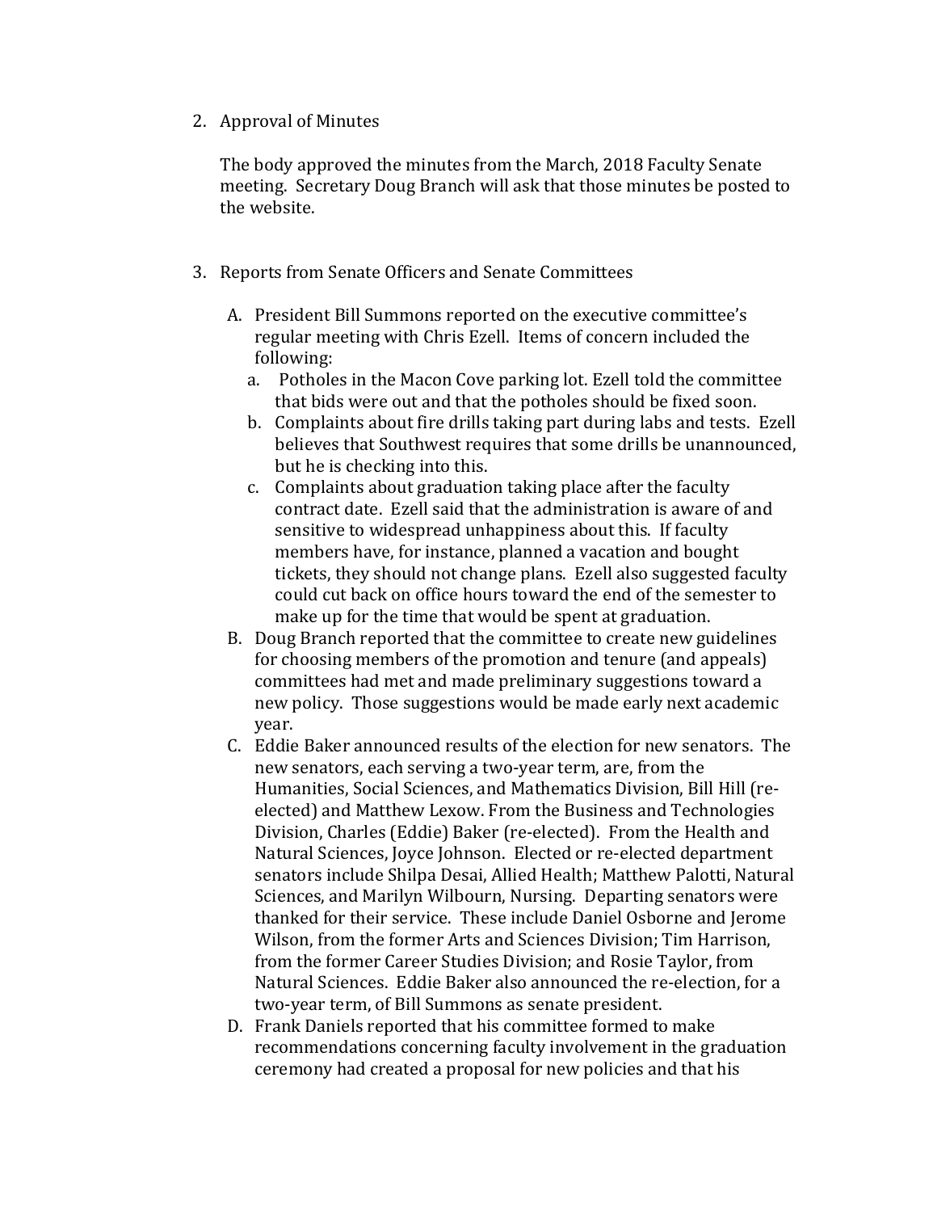2. Approval of Minutes

   The body approved the minutes from the March, 2018 Faculty Senate meeting. Secretary Doug Branch will ask that those minutes be posted to the website.

3. Reports from Senate Officers and Senate Committees

   A. President Bill Summons reported on the executive committee's regular meeting with Chris Ezell. Items of concern included the following:
      a. Potholes in the Macon Cove parking lot. Ezell told the committee that bids were out and that the potholes should be fixed soon.
      b. Complaints about fire drills taking part during labs and tests. Ezell believes that Southwest requires that some drills be unannounced, but he is checking into this.
      c. Complaints about graduation taking place after the faculty contract date. Ezell said that the administration is aware of and sensitive to widespread unhappiness about this. If faculty members have, for instance, planned a vacation and bought tickets, they should not change plans. Ezell also suggested faculty could cut back on office hours toward the end of the semester to make up for the time that would be spent at graduation.
   B. Doug Branch reported that the committee to create new guidelines for choosing members of the promotion and tenure (and appeals) committees had met and made preliminary suggestions toward a new policy. Those suggestions would be made early next academic year.
   C. Eddie Baker announced results of the election for new senators. The new senators, each serving a two-year term, are, from the Humanities, Social Sciences, and Mathematics Division, Bill Hill (re-elected) and Matthew Lexow. From the Business and Technologies Division, Charles (Eddie) Baker (re-elected). From the Health and Natural Sciences, Joyce Johnson. Elected or re-elected department senators include Shilpa Desai, Allied Health; Matthew Palotti, Natural Sciences, and Marilyn Wilbourn, Nursing. Departing senators were thanked for their service. These include Daniel Osborne and Jerome Wilson, from the former Arts and Sciences Division; Tim Harrison, from the former Career Studies Division; and Rosie Taylor, from Natural Sciences. Eddie Baker also announced the re-election, for a two-year term, of Bill Summons as senate president.
   D. Frank Daniels reported that his committee formed to make recommendations concerning faculty involvement in the graduation ceremony had created a proposal for new policies and that his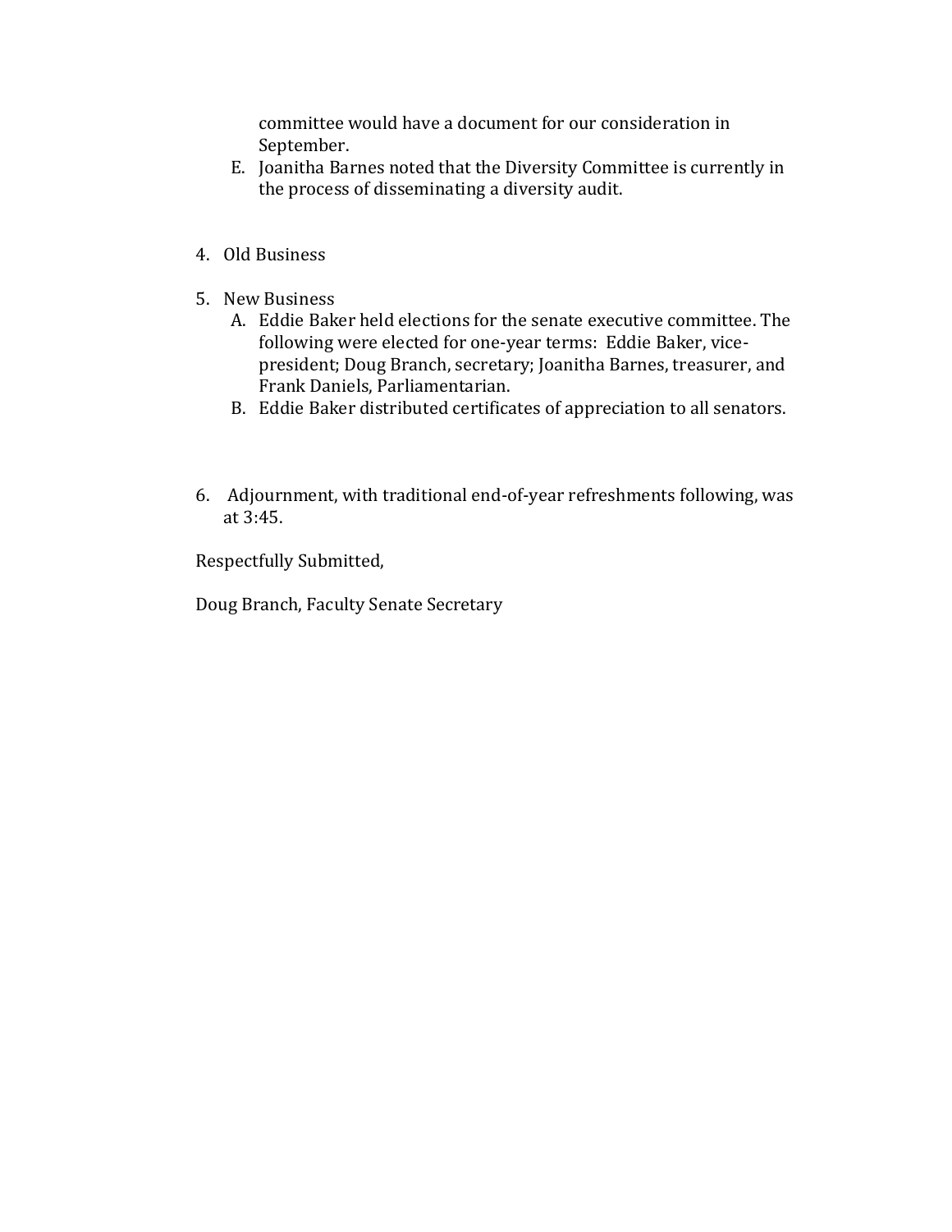committee would have a document for our consideration in September.

E. Joanitha Barnes noted that the Diversity Committee is currently in the process of disseminating a diversity audit.

4. Old Business

5. New Business
   A. Eddie Baker held elections for the senate executive committee. The following were elected for one-year terms: Eddie Baker, vice-president; Doug Branch, secretary; Joanitha Barnes, treasurer, and Frank Daniels, Parliamentarian.
   B. Eddie Baker distributed certificates of appreciation to all senators.

6. Adjournment, with traditional end-of-year refreshments following, was at 3:45.

Respectfully Submitted,

Doug Branch, Faculty Senate Secretary